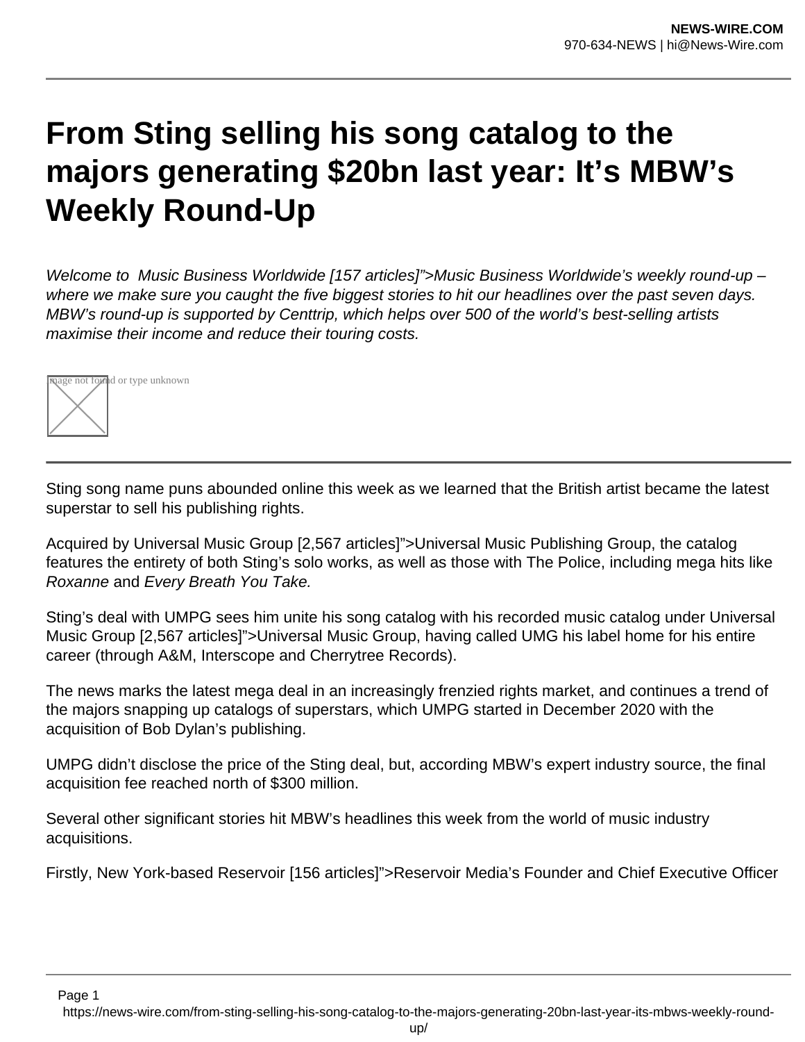# From Sting selling his song catalog to the majors generating $20bn last year: It's MBW's Weekly Round-Up

*Welcome to Music Business Worldwide [157 articles]">Music Business Worldwide's weekly round-up – where we make sure you caught the five biggest stories to hit our headlines over the past seven days. MBW's round-up is supported by Centtrip, which helps over 500 of the world's best-selling artists maximise their income and reduce their touring costs.*

---

Sting song name puns abounded online this week as we learned that the British artist became the latest superstar to sell his publishing rights.

Acquired by Universal Music Group [2,567 articles]">Universal Music Publishing Group, the catalog features the entirety of both Sting's solo works, as well as those with The Police, including mega hits like *Roxanne* and *Every Breath You Take.*

Sting's deal with UMPG sees him unite his song catalog with his recorded music catalog under Universal Music Group [2,567 articles]">Universal Music Group, having called UMG his label home for his entire career (through A&M, Interscope and Cherrytree Records).

The news marks the latest mega deal in an increasingly frenzied rights market, and continues a trend of the majors snapping up catalogs of superstars, which UMPG started in December 2020 with the acquisition of Bob Dylan's publishing.

UMPG didn't disclose the price of the Sting deal, but, according MBW's expert industry source, the final acquisition fee reached north of $300 million.

Several other significant stories hit MBW's headlines this week from the world of music industry acquisitions.

Firstly, New York-based Reservoir [156 articles]">Reservoir Media's Founder and Chief Executive Officer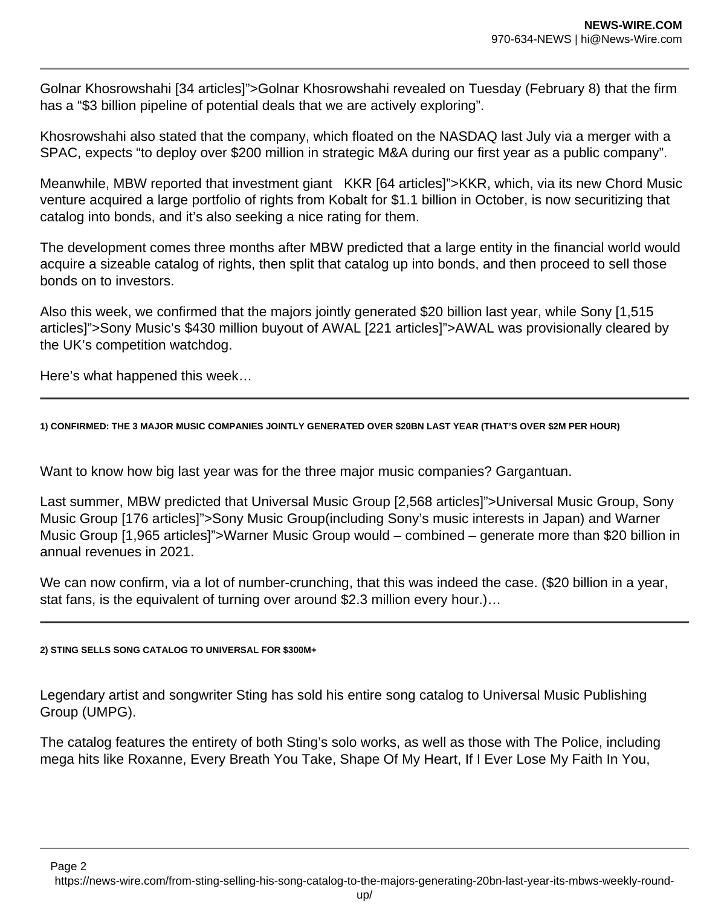Golnar Khosrowshahi [34 articles]">Golnar Khosrowshahi revealed on Tuesday (February 8) that the firm has a "$3 billion pipeline of potential deals that we are actively exploring".

Khosrowshahi also stated that the company, which floated on the NASDAQ last July via a merger with a SPAC, expects "to deploy over $200 million in strategic M&A during our first year as a public company".

Meanwhile, MBW reported that investment giant KKR [64 articles]">KKR, which, via its new Chord Music venture acquired a large portfolio of rights from Kobalt for $1.1 billion in October, is now securitizing that catalog into bonds, and it's also seeking a nice rating for them.

The development comes three months after MBW predicted that a large entity in the financial world would acquire a sizeable catalog of rights, then split that catalog up into bonds, and then proceed to sell those bonds on to investors.

Also this week, we confirmed that the majors jointly generated $20 billion last year, while Sony [1,515 articles]">Sony Music's $430 million buyout of AWAL [221 articles]">AWAL was provisionally cleared by the UK's competition watchdog.

Here's what happened this week…

---

###### 1) CONFIRMED: THE 3 MAJOR MUSIC COMPANIES JOINTLY GENERATED OVER $20BN LAST YEAR (THAT'S OVER $2M PER HOUR)

Want to know how big last year was for the three major music companies? Gargantuan.

Last summer, MBW predicted that Universal Music Group [2,568 articles]">Universal Music Group, Sony Music Group [176 articles]">Sony Music Group(including Sony's music interests in Japan) and Warner Music Group [1,965 articles]">Warner Music Group would – combined – generate more than $20 billion in annual revenues in 2021.

We can now confirm, via a lot of number-crunching, that this was indeed the case. ($20 billion in a year, stat fans, is the equivalent of turning over around $2.3 million every hour.)…

---

###### 2) STING SELLS SONG CATALOG TO UNIVERSAL FOR $300M+

Legendary artist and songwriter Sting has sold his entire song catalog to Universal Music Publishing Group (UMPG).

The catalog features the entirety of both Sting's solo works, as well as those with The Police, including mega hits like Roxanne, Every Breath You Take, Shape Of My Heart, If I Ever Lose My Faith In You,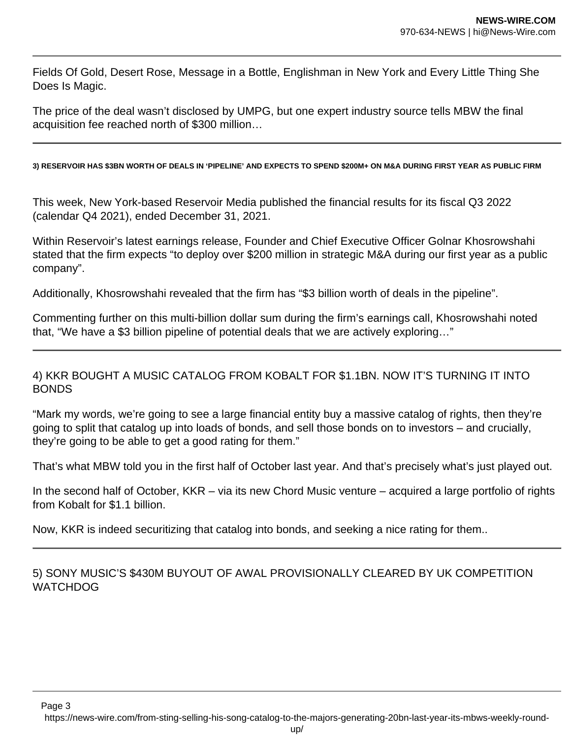Fields Of Gold, Desert Rose, Message in a Bottle, Englishman in New York and Every Little Thing She Does Is Magic.

The price of the deal wasn't disclosed by UMPG, but one expert industry source tells MBW the final acquisition fee reached north of $300 million…

---

###### 3) RESERVOIR HAS $3BN WORTH OF DEALS IN 'PIPELINE' AND EXPECTS TO SPEND $200M+ ON M&A DURING FIRST YEAR AS PUBLIC FIRM

This week, New York-based Reservoir Media published the financial results for its fiscal Q3 2022 (calendar Q4 2021), ended December 31, 2021.

Within Reservoir's latest earnings release, Founder and Chief Executive Officer Golnar Khosrowshahi stated that the firm expects "to deploy over $200 million in strategic M&A during our first year as a public company".

Additionally, Khosrowshahi revealed that the firm has "$3 billion worth of deals in the pipeline".

Commenting further on this multi-billion dollar sum during the firm's earnings call, Khosrowshahi noted that, "We have a $3 billion pipeline of potential deals that we are actively exploring…"

---

4) KKR BOUGHT A MUSIC CATALOG FROM KOBALT FOR $1.1BN. NOW IT'S TURNING IT INTO BONDS

"Mark my words, we're going to see a large financial entity buy a massive catalog of rights, then they're going to split that catalog up into loads of bonds, and sell those bonds on to investors – and crucially, they're going to be able to get a good rating for them."

That's what MBW told you in the first half of October last year. And that's precisely what's just played out.

In the second half of October, KKR – via its new Chord Music venture – acquired a large portfolio of rights from Kobalt for $1.1 billion.

Now, KKR is indeed securitizing that catalog into bonds, and seeking a nice rating for them..

---

5) SONY MUSIC'S $430M BUYOUT OF AWAL PROVISIONALLY CLEARED BY UK COMPETITION WATCHDOG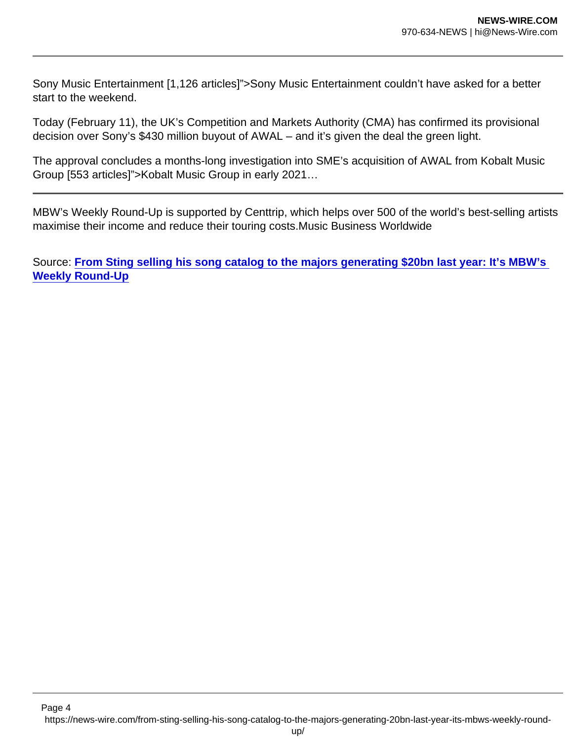Sony Music Entertainment [1,126 articles]">Sony Music Entertainment couldn't have asked for a better start to the weekend.

Today (February 11), the UK's Competition and Markets Authority (CMA) has confirmed its provisional decision over Sony's $430 million buyout of AWAL – and it's given the deal the green light.

The approval concludes a months-long investigation into SME's acquisition of AWAL from Kobalt Music Group [553 articles]">Kobalt Music Group in early 2021…

---

MBW's Weekly Round-Up is supported by Centtrip, which helps over 500 of the world's best-selling artists maximise their income and reduce their touring costs.Music Business Worldwide

Source: **[From Sting selling his song catalog to the majors generating $20bn last year: It's MBW's Weekly Round-Up](https://news-wire.com/from-sting-selling-his-song-catalog-to-the-majors-generating-20bn-last-year-its-mbws-weekly-round-up/)**